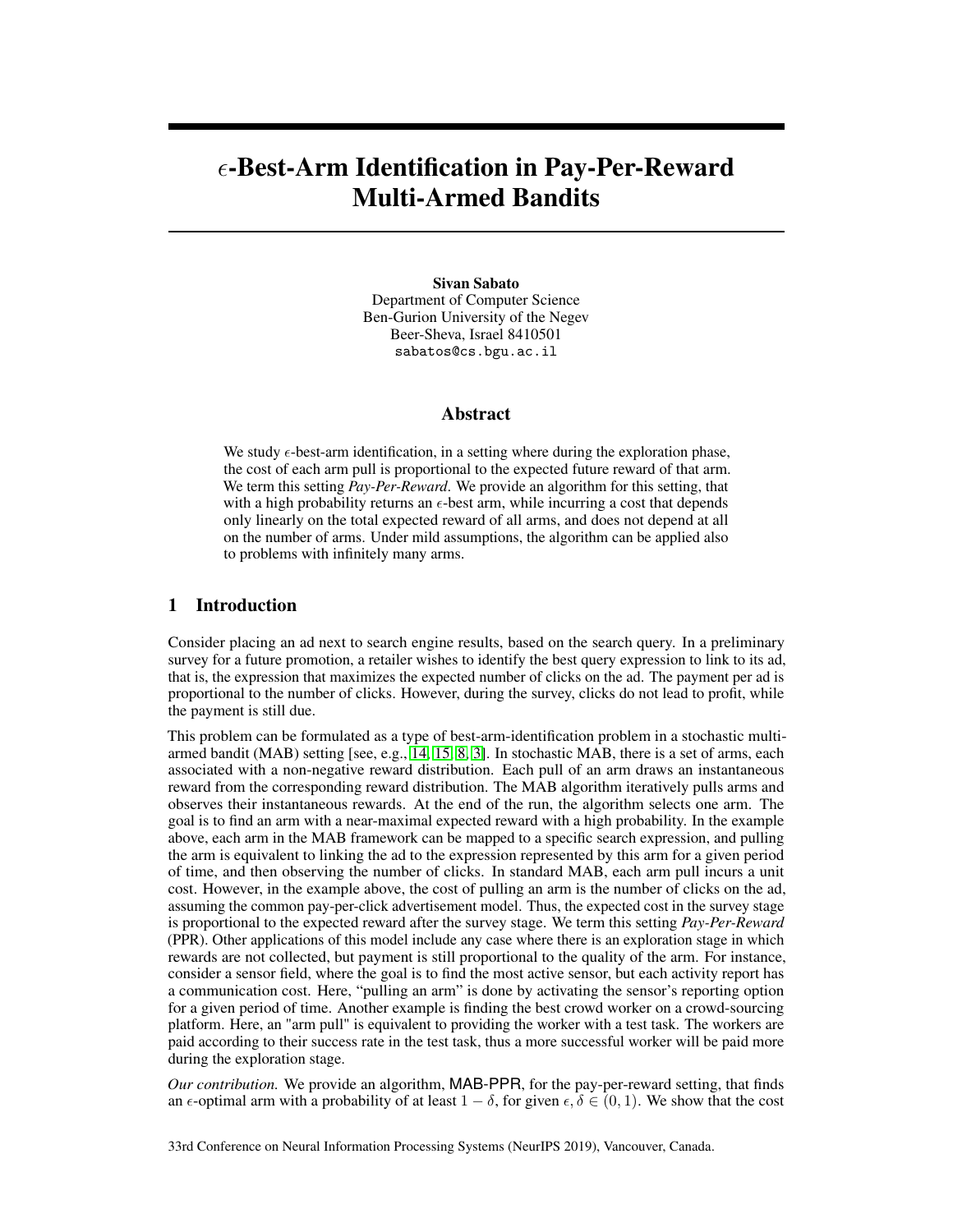# $\epsilon$-Best-Arm Identification in Pay-Per-Reward Multi-Armed Bandits

**Sivan Sabato**
Department of Computer Science
Ben-Gurion University of the Negev
Beer-Sheva, Israel 8410501
sabatos@cs.bgu.ac.il

## Abstract

We study $\epsilon$-best-arm identification, in a setting where during the exploration phase, the cost of each arm pull is proportional to the expected future reward of that arm. We term this setting *Pay-Per-Reward*. We provide an algorithm for this setting, that with a high probability returns an $\epsilon$-best arm, while incurring a cost that depends only linearly on the total expected reward of all arms, and does not depend at all on the number of arms. Under mild assumptions, the algorithm can be applied also to problems with infinitely many arms.

## 1 Introduction

Consider placing an ad next to search engine results, based on the search query. In a preliminary survey for a future promotion, a retailer wishes to identify the best query expression to link to its ad, that is, the expression that maximizes the expected number of clicks on the ad. The payment per ad is proportional to the number of clicks. However, during the survey, clicks do not lead to profit, while the payment is still due.

This problem can be formulated as a type of best-arm-identification problem in a stochastic multi-armed bandit (MAB) setting [see, e.g., 14, 15, 8, 3]. In stochastic MAB, there is a set of arms, each associated with a non-negative reward distribution. Each pull of an arm draws an instantaneous reward from the corresponding reward distribution. The MAB algorithm iteratively pulls arms and observes their instantaneous rewards. At the end of the run, the algorithm selects one arm. The goal is to find an arm with a near-maximal expected reward with a high probability. In the example above, each arm in the MAB framework can be mapped to a specific search expression, and pulling the arm is equivalent to linking the ad to the expression represented by this arm for a given period of time, and then observing the number of clicks. In standard MAB, each arm pull incurs a unit cost. However, in the example above, the cost of pulling an arm is the number of clicks on the ad, assuming the common pay-per-click advertisement model. Thus, the expected cost in the survey stage is proportional to the expected reward after the survey stage. We term this setting *Pay-Per-Reward* (PPR). Other applications of this model include any case where there is an exploration stage in which rewards are not collected, but payment is still proportional to the quality of the arm. For instance, consider a sensor field, where the goal is to find the most active sensor, but each activity report has a communication cost. Here, "pulling an arm" is done by activating the sensor's reporting option for a given period of time. Another example is finding the best crowd worker on a crowd-sourcing platform. Here, an "arm pull" is equivalent to providing the worker with a test task. The workers are paid according to their success rate in the test task, thus a more successful worker will be paid more during the exploration stage.

*Our contribution.* We provide an algorithm, MAB-PPR, for the pay-per-reward setting, that finds an $\epsilon$-optimal arm with a probability of at least $1 - \delta$, for given $\epsilon, \delta \in (0, 1)$. We show that the cost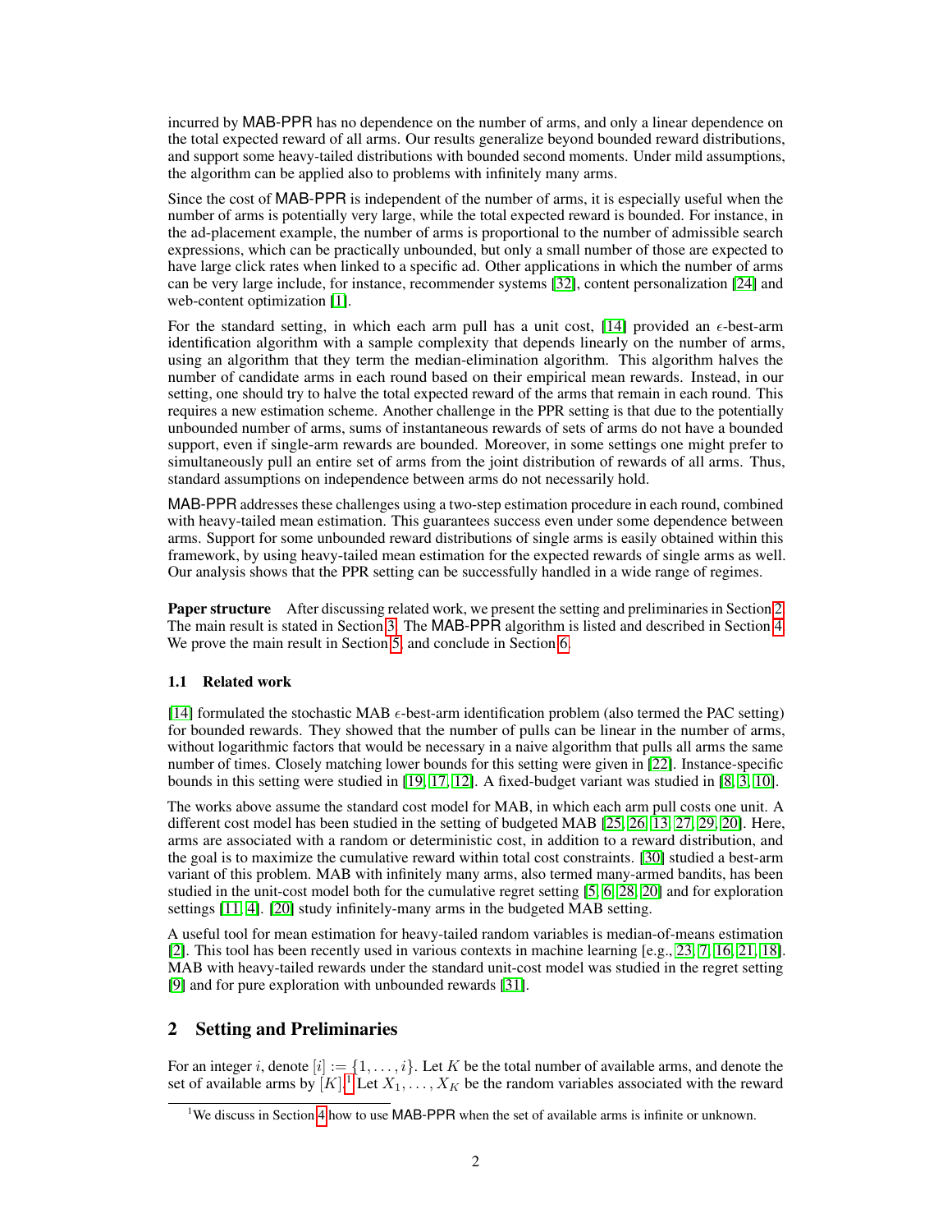incurred by MAB-PPR has no dependence on the number of arms, and only a linear dependence on the total expected reward of all arms. Our results generalize beyond bounded reward distributions, and support some heavy-tailed distributions with bounded second moments. Under mild assumptions, the algorithm can be applied also to problems with infinitely many arms.

Since the cost of MAB-PPR is independent of the number of arms, it is especially useful when the number of arms is potentially very large, while the total expected reward is bounded. For instance, in the ad-placement example, the number of arms is proportional to the number of admissible search expressions, which can be practically unbounded, but only a small number of those are expected to have large click rates when linked to a specific ad. Other applications in which the number of arms can be very large include, for instance, recommender systems [32], content personalization [24] and web-content optimization [1].

For the standard setting, in which each arm pull has a unit cost, [14] provided an $\epsilon$-best-arm identification algorithm with a sample complexity that depends linearly on the number of arms, using an algorithm that they term the median-elimination algorithm. This algorithm halves the number of candidate arms in each round based on their empirical mean rewards. Instead, in our setting, one should try to halve the total expected reward of the arms that remain in each round. This requires a new estimation scheme. Another challenge in the PPR setting is that due to the potentially unbounded number of arms, sums of instantaneous rewards of sets of arms do not have a bounded support, even if single-arm rewards are bounded. Moreover, in some settings one might prefer to simultaneously pull an entire set of arms from the joint distribution of rewards of all arms. Thus, standard assumptions on independence between arms do not necessarily hold.

MAB-PPR addresses these challenges using a two-step estimation procedure in each round, combined with heavy-tailed mean estimation. This guarantees success even under some dependence between arms. Support for some unbounded reward distributions of single arms is easily obtained within this framework, by using heavy-tailed mean estimation for the expected rewards of single arms as well. Our analysis shows that the PPR setting can be successfully handled in a wide range of regimes.

**Paper structure** After discussing related work, we present the setting and preliminaries in Section 2. The main result is stated in Section 3. The MAB-PPR algorithm is listed and described in Section 4. We prove the main result in Section 5, and conclude in Section 6.

### 1.1 Related work

[14] formulated the stochastic MAB $\epsilon$-best-arm identification problem (also termed the PAC setting) for bounded rewards. They showed that the number of pulls can be linear in the number of arms, without logarithmic factors that would be necessary in a naive algorithm that pulls all arms the same number of times. Closely matching lower bounds for this setting were given in [22]. Instance-specific bounds in this setting were studied in [19, 17, 12]. A fixed-budget variant was studied in [8, 3, 10].

The works above assume the standard cost model for MAB, in which each arm pull costs one unit. A different cost model has been studied in the setting of budgeted MAB [25, 26, 13, 27, 29, 20]. Here, arms are associated with a random or deterministic cost, in addition to a reward distribution, and the goal is to maximize the cumulative reward within total cost constraints. [30] studied a best-arm variant of this problem. MAB with infinitely many arms, also termed many-armed bandits, has been studied in the unit-cost model both for the cumulative regret setting [5, 6, 28, 20] and for exploration settings [11, 4]. [20] study infinitely-many arms in the budgeted MAB setting.

A useful tool for mean estimation for heavy-tailed random variables is median-of-means estimation [2]. This tool has been recently used in various contexts in machine learning [e.g., 23, 7, 16, 21, 18]. MAB with heavy-tailed rewards under the standard unit-cost model was studied in the regret setting [9] and for pure exploration with unbounded rewards [31].

## 2 Setting and Preliminaries

For an integer $i$, denote $[i] := \{1, \ldots, i\}$. Let $K$ be the total number of available arms, and denote the set of available arms by $[K]$.[1] Let $X_1, \ldots, X_K$ be the random variables associated with the reward

[1] We discuss in Section 4 how to use MAB-PPR when the set of available arms is infinite or unknown.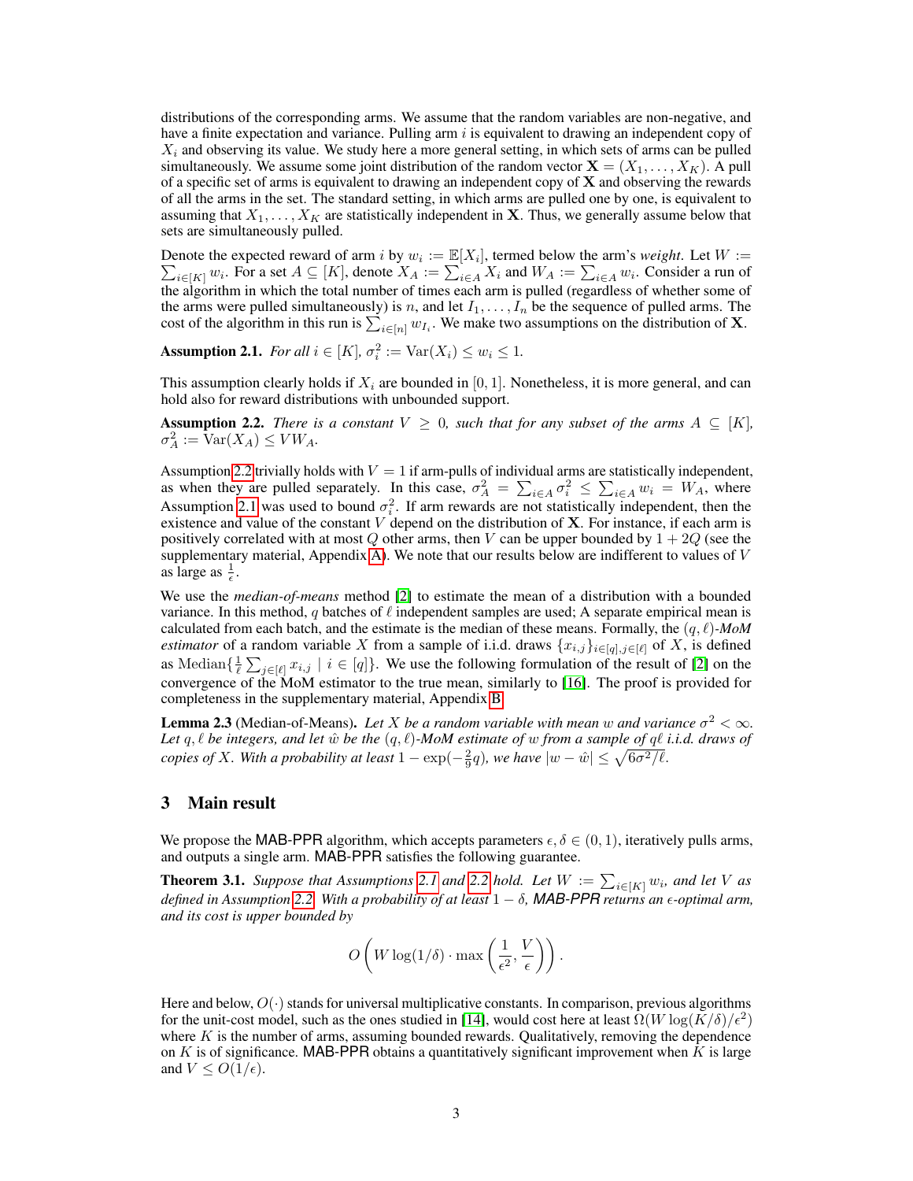distributions of the corresponding arms. We assume that the random variables are non-negative, and have a finite expectation and variance. Pulling arm $i$ is equivalent to drawing an independent copy of $X_i$ and observing its value. We study here a more general setting, in which sets of arms can be pulled simultaneously. We assume some joint distribution of the random vector $\mathbf{X} = (X_1, \ldots, X_K)$. A pull of a specific set of arms is equivalent to drawing an independent copy of $\mathbf{X}$ and observing the rewards of all the arms in the set. The standard setting, in which arms are pulled one by one, is equivalent to assuming that $X_1, \ldots, X_K$ are statistically independent in $\mathbf{X}$. Thus, we generally assume below that sets are simultaneously pulled.

Denote the expected reward of arm $i$ by $w_i := \mathbb{E}[X_i]$, termed below the arm's *weight*. Let $W := \sum_{i \in [K]} w_i$. For a set $A \subseteq [K]$, denote $X_A := \sum_{i \in A} X_i$ and $W_A := \sum_{i \in A} w_i$. Consider a run of the algorithm in which the total number of times each arm is pulled (regardless of whether some of the arms were pulled simultaneously) is $n$, and let $I_1, \ldots, I_n$ be the sequence of pulled arms. The cost of the algorithm in this run is $\sum_{i \in [n]} w_{I_i}$. We make two assumptions on the distribution of $\mathbf{X}$.

**Assumption 2.1.** *For all $i \in [K]$, $\sigma_i^2 := \mathrm{Var}(X_i) \leq w_i \leq 1$.*

This assumption clearly holds if $X_i$ are bounded in $[0, 1]$. Nonetheless, it is more general, and can hold also for reward distributions with unbounded support.

**Assumption 2.2.** *There is a constant $V \geq 0$, such that for any subset of the arms $A \subseteq [K]$, $\sigma_A^2 := \mathrm{Var}(X_A) \leq V W_A$.*

Assumption 2.2 trivially holds with $V = 1$ if arm-pulls of individual arms are statistically independent, as when they are pulled separately. In this case, $\sigma_A^2 = \sum_{i \in A} \sigma_i^2 \leq \sum_{i \in A} w_i = W_A$, where Assumption 2.1 was used to bound $\sigma_i^2$. If arm rewards are not statistically independent, then the existence and value of the constant $V$ depend on the distribution of $\mathbf{X}$. For instance, if each arm is positively correlated with at most $Q$ other arms, then $V$ can be upper bounded by $1 + 2Q$ (see the supplementary material, Appendix A). We note that our results below are indifferent to values of $V$ as large as $\frac{1}{\epsilon}$.

We use the *median-of-means* method [2] to estimate the mean of a distribution with a bounded variance. In this method, $q$ batches of $\ell$ independent samples are used; A separate empirical mean is calculated from each batch, and the estimate is the median of these means. Formally, the $(q, \ell)$*-MoM estimator* of a random variable $X$ from a sample of i.i.d. draws $\{x_{i,j}\}_{i \in [q], j \in [\ell]}$ of $X$, is defined as $\mathrm{Median}\{\frac{1}{\ell} \sum_{j \in [\ell]} x_{i,j} \mid i \in [q]\}$. We use the following formulation of the result of [2] on the convergence of the MoM estimator to the true mean, similarly to [16]. The proof is provided for completeness in the supplementary material, Appendix B.

**Lemma 2.3** (Median-of-Means)**.** *Let $X$ be a random variable with mean $w$ and variance $\sigma^2 < \infty$. Let $q, \ell$ be integers, and let $\hat{w}$ be the $(q, \ell)$-MoM estimate of $w$ from a sample of $q\ell$ i.i.d. draws of copies of $X$. With a probability at least $1 - \exp(-\frac{2}{9} q)$, we have $|w - \hat{w}| \leq \sqrt{6\sigma^2/\ell}$.*

## 3 Main result

We propose the MAB-PPR algorithm, which accepts parameters $\epsilon, \delta \in (0, 1)$, iteratively pulls arms, and outputs a single arm. MAB-PPR satisfies the following guarantee.

**Theorem 3.1.** *Suppose that Assumptions 2.1 and 2.2 hold. Let $W := \sum_{i \in [K]} w_i$, and let $V$ as defined in Assumption 2.2. With a probability of at least $1 - \delta$, MAB-PPR returns an $\epsilon$-optimal arm, and its cost is upper bounded by*

$$O\left(W \log(1/\delta) \cdot \max\left(\frac{1}{\epsilon^2}, \frac{V}{\epsilon}\right)\right).$$

Here and below, $O(\cdot)$ stands for universal multiplicative constants. In comparison, previous algorithms for the unit-cost model, such as the ones studied in [14], would cost here at least $\Omega(W \log(K/\delta)/\epsilon^2)$ where $K$ is the number of arms, assuming bounded rewards. Qualitatively, removing the dependence on $K$ is of significance. MAB-PPR obtains a quantitatively significant improvement when $K$ is large and $V \leq O(1/\epsilon)$.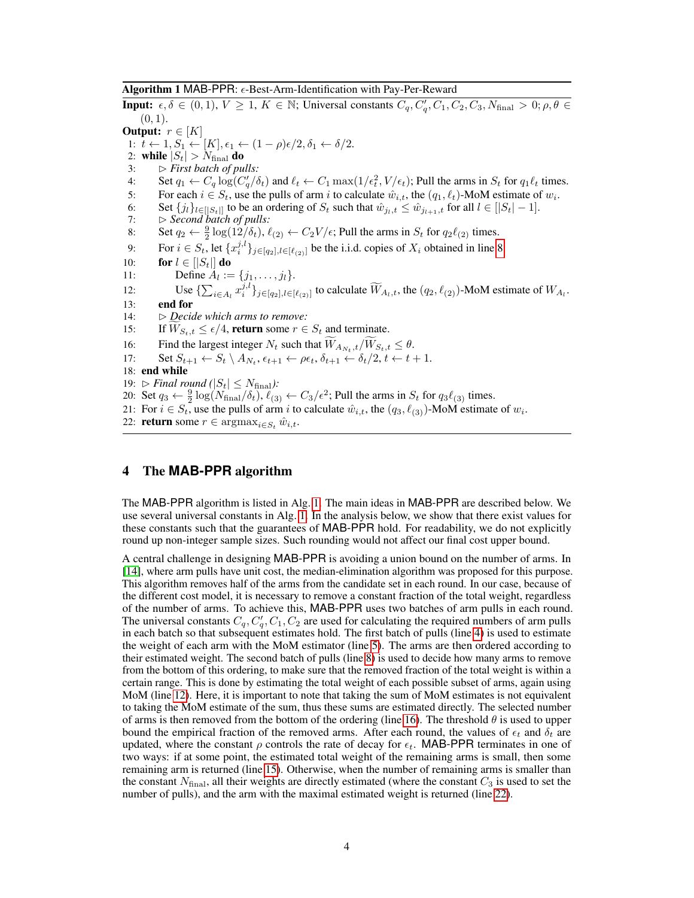**Algorithm 1** MAB-PPR: $\epsilon$-Best-Arm-Identification with Pay-Per-Reward

**Input:** $\epsilon, \delta \in (0,1)$, $V \geq 1$, $K \in \mathbb{N}$; Universal constants $C_q, C'_q, C_1, C_2, C_3, N_{\text{final}} > 0$; $\rho, \theta \in (0,1)$.

**Output:** $r \in [K]$

1: $t \leftarrow 1, S_1 \leftarrow [K], \epsilon_1 \leftarrow (1-\rho)\epsilon/2, \delta_1 \leftarrow \delta/2$.
2: **while** $|S_t| > N_{\text{final}}$ **do**
3: $\quad\triangleright$ *First batch of pulls:*
4: $\quad$ Set $q_1 \leftarrow C_q \log(C'_q/\delta_t)$ and $\ell_t \leftarrow C_1 \max(1/\epsilon_t^2, V/\epsilon_t)$; Pull the arms in $S_t$ for $q_1\ell_t$ times.
5: $\quad$ For each $i \in S_t$, use the pulls of arm $i$ to calculate $\hat{w}_{i,t}$, the $(q_1, \ell_t)$-MoM estimate of $w_i$.
6: $\quad$ Set $\{j_l\}_{l \in [|S_t|]}$ to be an ordering of $S_t$ such that $\hat{w}_{j_l,t} \leq \hat{w}_{j_{l+1},t}$ for all $l \in [|S_t|-1]$.
7: $\quad\triangleright$ *Second batch of pulls:*
8: $\quad$ Set $q_2 \leftarrow \frac{9}{2}\log(12/\delta_t)$, $\ell_{(2)} \leftarrow C_2 V/\epsilon$; Pull the arms in $S_t$ for $q_2\ell_{(2)}$ times.
9: $\quad$ For $i \in S_t$, let $\{x_i^{j,l}\}_{j \in [q_2], l \in [\ell_{(2)}]}$ be the i.i.d. copies of $X_i$ obtained in line 8.
10: $\quad$ **for** $l \in [|S_t|]$ **do**
11: $\quad\quad$ Define $A_l := \{j_1, \ldots, j_l\}$.
12: $\quad\quad$ Use $\{\sum_{i \in A_l} x_i^{j,l}\}_{j \in [q_2], l \in [\ell_{(2)}]}$ to calculate $\widetilde{W}_{A_l,t}$, the $(q_2, \ell_{(2)})$-MoM estimate of $W_{A_l}$.
13: $\quad$ **end for**
14: $\quad\triangleright$ *Decide which arms to remove:*
15: $\quad$ If $\widetilde{W}_{S_t,t} \leq \epsilon/4$, **return** some $r \in S_t$ and terminate.
16: $\quad$ Find the largest integer $N_t$ such that $\widetilde{W}_{A_{N_t},t}/\widetilde{W}_{S_t,t} \leq \theta$.
17: $\quad$ Set $S_{t+1} \leftarrow S_t \setminus A_{N_t}$, $\epsilon_{t+1} \leftarrow \rho\epsilon_t$, $\delta_{t+1} \leftarrow \delta_t/2$, $t \leftarrow t+1$.
18: **end while**
19: $\triangleright$ *Final round* ($|S_t| \leq N_{\text{final}}$)*:*
20: Set $q_3 \leftarrow \frac{9}{2}\log(N_{\text{final}}/\delta_t)$, $\ell_{(3)} \leftarrow C_3/\epsilon^2$; Pull the arms in $S_t$ for $q_3\ell_{(3)}$ times.
21: For $i \in S_t$, use the pulls of arm $i$ to calculate $\hat{w}_{i,t}$, the $(q_3, \ell_{(3)})$-MoM estimate of $w_i$.
22: **return** some $r \in \operatorname{argmax}_{i \in S_t} \hat{w}_{i,t}$.

## 4 The MAB-PPR algorithm

The MAB-PPR algorithm is listed in Alg. 1. The main ideas in MAB-PPR are described below. We use several universal constants in Alg. 1. In the analysis below, we show that there exist values for these constants such that the guarantees of MAB-PPR hold. For readability, we do not explicitly round up non-integer sample sizes. Such rounding would not affect our final cost upper bound.

A central challenge in designing MAB-PPR is avoiding a union bound on the number of arms. In [14], where arm pulls have unit cost, the median-elimination algorithm was proposed for this purpose. This algorithm removes half of the arms from the candidate set in each round. In our case, because of the different cost model, it is necessary to remove a constant fraction of the total weight, regardless of the number of arms. To achieve this, MAB-PPR uses two batches of arm pulls in each round. The universal constants $C_q, C'_q, C_1, C_2$ are used for calculating the required numbers of arm pulls in each batch so that subsequent estimates hold. The first batch of pulls (line 4) is used to estimate the weight of each arm with the MoM estimator (line 5). The arms are then ordered according to their estimated weight. The second batch of pulls (line 8) is used to decide how many arms to remove from the bottom of this ordering, to make sure that the removed fraction of the total weight is within a certain range. This is done by estimating the total weight of each possible subset of arms, again using MoM (line 12). Here, it is important to note that taking the sum of MoM estimates is not equivalent to taking the MoM estimate of the sum, thus these sums are estimated directly. The selected number of arms is then removed from the bottom of the ordering (line 16). The threshold $\theta$ is used to upper bound the empirical fraction of the removed arms. After each round, the values of $\epsilon_t$ and $\delta_t$ are updated, where the constant $\rho$ controls the rate of decay for $\epsilon_t$. MAB-PPR terminates in one of two ways: if at some point, the estimated total weight of the remaining arms is small, then some remaining arm is returned (line 15). Otherwise, when the number of remaining arms is smaller than the constant $N_{\text{final}}$, all their weights are directly estimated (where the constant $C_3$ is used to set the number of pulls), and the arm with the maximal estimated weight is returned (line 22).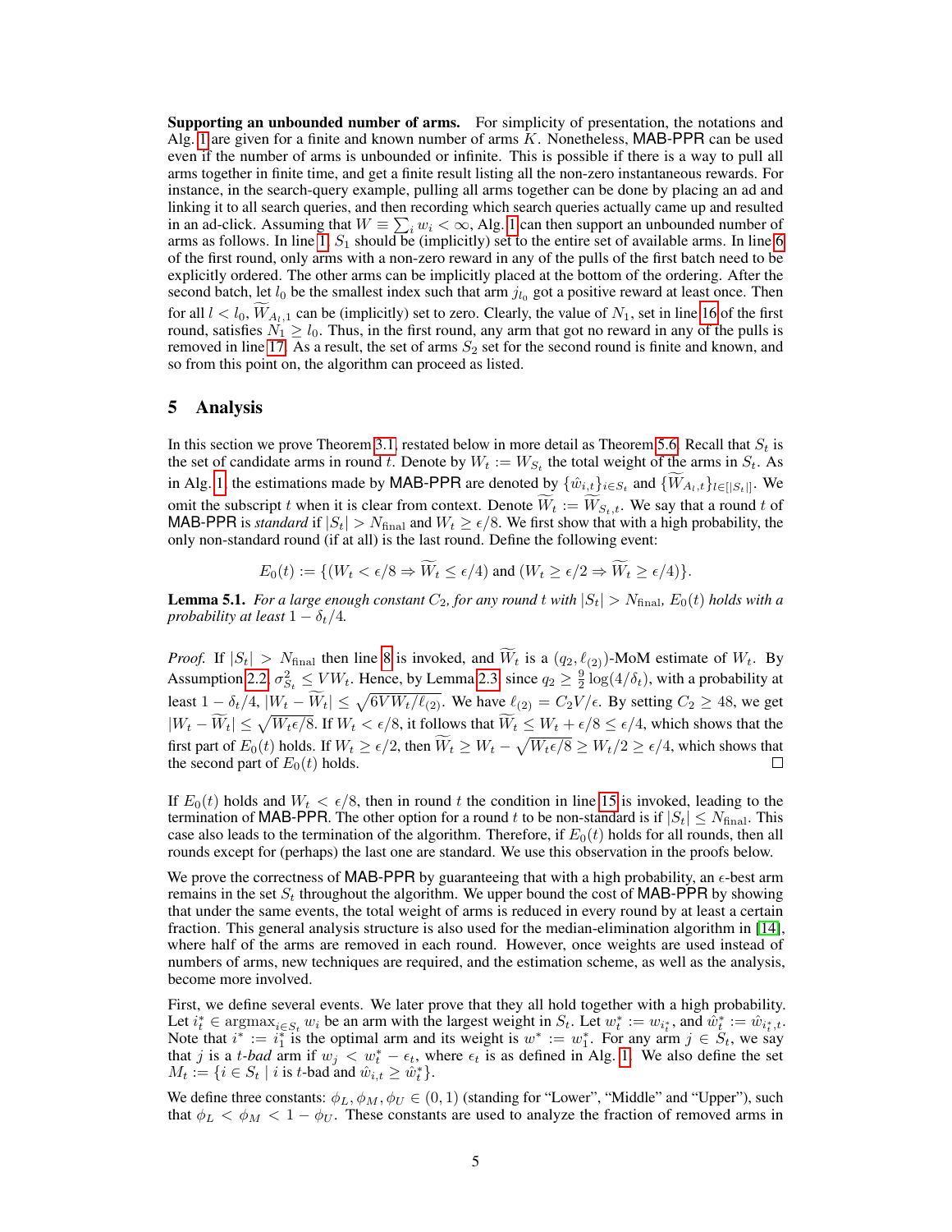**Supporting an unbounded number of arms.** For simplicity of presentation, the notations and Alg. 1 are given for a finite and known number of arms $K$. Nonetheless, MAB-PPR can be used even if the number of arms is unbounded or infinite. This is possible if there is a way to pull all arms together in finite time, and get a finite result listing all the non-zero instantaneous rewards. For instance, in the search-query example, pulling all arms together can be done by placing an ad and linking it to all search queries, and then recording which search queries actually came up and resulted in an ad-click. Assuming that $W \equiv \sum_i w_i < \infty$, Alg. 1 can then support an unbounded number of arms as follows. In line 1, $S_1$ should be (implicitly) set to the entire set of available arms. In line 6 of the first round, only arms with a non-zero reward in any of the pulls of the first batch need to be explicitly ordered. The other arms can be implicitly placed at the bottom of the ordering. After the second batch, let $l_0$ be the smallest index such that arm $j_{l_0}$ got a positive reward at least once. Then for all $l < l_0$, $\widetilde{W}_{A_l,1}$ can be (implicitly) set to zero. Clearly, the value of $N_1$, set in line 16 of the first round, satisfies $N_1 \geq l_0$. Thus, in the first round, any arm that got no reward in any of the pulls is removed in line 17. As a result, the set of arms $S_2$ set for the second round is finite and known, and so from this point on, the algorithm can proceed as listed.

## 5 Analysis

In this section we prove Theorem 3.1, restated below in more detail as Theorem 5.6. Recall that $S_t$ is the set of candidate arms in round $t$. Denote by $W_t := W_{S_t}$ the total weight of the arms in $S_t$. As in Alg. 1, the estimations made by MAB-PPR are denoted by $\{\hat{w}_{i,t}\}_{i \in S_t}$ and $\{\widetilde{W}_{A_l,t}\}_{l \in [|S_t|]}$. We omit the subscript $t$ when it is clear from context. Denote $\widetilde{W}_t := \widetilde{W}_{S_t,t}$. We say that a round $t$ of MAB-PPR is *standard* if $|S_t| > N_{\text{final}}$ and $W_t \geq \epsilon/8$. We first show that with a high probability, the only non-standard round (if at all) is the last round. Define the following event:

$$E_0(t) := \{(W_t < \epsilon/8 \Rightarrow \widetilde{W}_t \leq \epsilon/4) \text{ and } (W_t \geq \epsilon/2 \Rightarrow \widetilde{W}_t \geq \epsilon/4)\}.$$

**Lemma 5.1.** *For a large enough constant $C_2$, for any round $t$ with $|S_t| > N_{\text{final}}$, $E_0(t)$ holds with a probability at least $1 - \delta_t/4$.*

*Proof.* If $|S_t| > N_{\text{final}}$ then line 8 is invoked, and $\widetilde{W}_t$ is a $(q_2, \ell_{(2)})$-MoM estimate of $W_t$. By Assumption 2.2, $\sigma^2_{S_t} \leq VW_t$. Hence, by Lemma 2.3, since $q_2 \geq \frac{9}{2}\log(4/\delta_t)$, with a probability at least $1 - \delta_t/4$, $|W_t - \widetilde{W}_t| \leq \sqrt{6VW_t/\ell_{(2)}}$. We have $\ell_{(2)} = C_2 V/\epsilon$. By setting $C_2 \geq 48$, we get $|W_t - \widetilde{W}_t| \leq \sqrt{W_t \epsilon/8}$. If $W_t < \epsilon/8$, it follows that $\widetilde{W}_t \leq W_t + \epsilon/8 \leq \epsilon/4$, which shows that the first part of $E_0(t)$ holds. If $W_t \geq \epsilon/2$, then $\widetilde{W}_t \geq W_t - \sqrt{W_t\epsilon/8} \geq W_t/2 \geq \epsilon/4$, which shows that the second part of $E_0(t)$ holds. $\square$

If $E_0(t)$ holds and $W_t < \epsilon/8$, then in round $t$ the condition in line 15 is invoked, leading to the termination of MAB-PPR. The other option for a round $t$ to be non-standard is if $|S_t| \leq N_{\text{final}}$. This case also leads to the termination of the algorithm. Therefore, if $E_0(t)$ holds for all rounds, then all rounds except for (perhaps) the last one are standard. We use this observation in the proofs below.

We prove the correctness of MAB-PPR by guaranteeing that with a high probability, an $\epsilon$-best arm remains in the set $S_t$ throughout the algorithm. We upper bound the cost of MAB-PPR by showing that under the same events, the total weight of arms is reduced in every round by at least a certain fraction. This general analysis structure is also used for the median-elimination algorithm in [14], where half of the arms are removed in each round. However, once weights are used instead of numbers of arms, new techniques are required, and the estimation scheme, as well as the analysis, become more involved.

First, we define several events. We later prove that they all hold together with a high probability. Let $i^*_t \in \operatorname{argmax}_{i \in S_t} w_i$ be an arm with the largest weight in $S_t$. Let $w^*_t := w_{i^*_t}$, and $\hat{w}^*_t := \hat{w}_{i^*_t,t}$. Note that $i^* := i^*_1$ is the optimal arm and its weight is $w^* := w^*_1$. For any arm $j \in S_t$, we say that $j$ is a *$t$-bad* arm if $w_j < w^*_t - \epsilon_t$, where $\epsilon_t$ is as defined in Alg. 1. We also define the set $M_t := \{i \in S_t \mid i \text{ is } t\text{-bad and } \hat{w}_{i,t} \geq \hat{w}^*_t\}$.

We define three constants: $\phi_L, \phi_M, \phi_U \in (0, 1)$ (standing for "Lower", "Middle" and "Upper"), such that $\phi_L < \phi_M < 1 - \phi_U$. These constants are used to analyze the fraction of removed arms in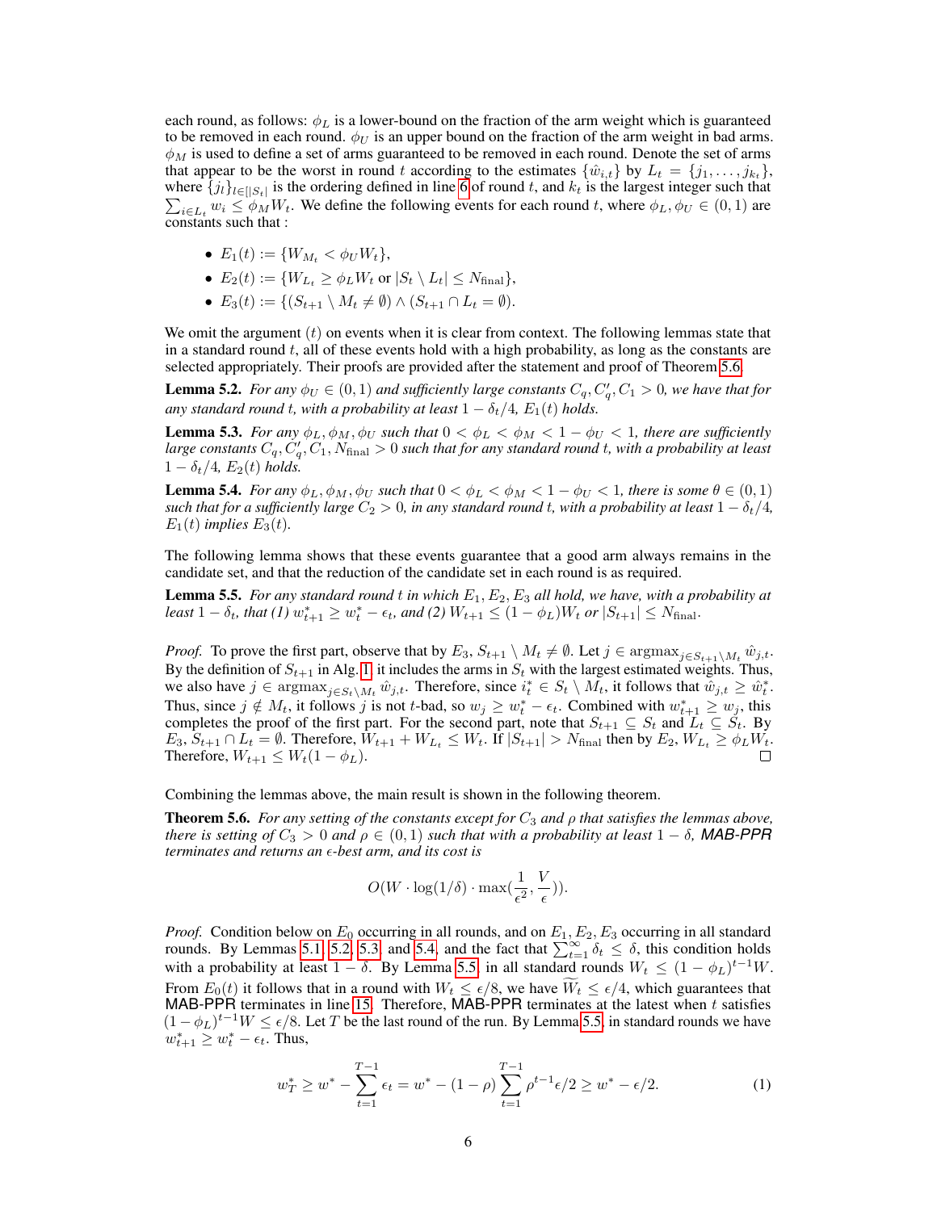each round, as follows: $\phi_L$ is a lower-bound on the fraction of the arm weight which is guaranteed to be removed in each round. $\phi_U$ is an upper bound on the fraction of the arm weight in bad arms. $\phi_M$ is used to define a set of arms guaranteed to be removed in each round. Denote the set of arms that appear to be the worst in round $t$ according to the estimates $\{\hat{w}_{i,t}\}$ by $L_t = \{j_1, \ldots, j_{k_t}\}$, where $\{j_l\}_{l \in [|S_t|}$ is the ordering defined in line 6 of round $t$, and $k_t$ is the largest integer such that $\sum_{i \in L_t} w_i \leq \phi_M W_t$. We define the following events for each round $t$, where $\phi_L, \phi_U \in (0,1)$ are constants such that :

- $E_1(t) := \{W_{M_t} < \phi_U W_t\}$,
- $E_2(t) := \{W_{L_t} \geq \phi_L W_t$ or $|S_t \setminus L_t| \leq N_{\text{final}}\}$,
- $E_3(t) := \{(S_{t+1} \setminus M_t \neq \emptyset) \wedge (S_{t+1} \cap L_t = \emptyset)$.

We omit the argument $(t)$ on events when it is clear from context. The following lemmas state that in a standard round $t$, all of these events hold with a high probability, as long as the constants are selected appropriately. Their proofs are provided after the statement and proof of Theorem 5.6.

**Lemma 5.2.** *For any $\phi_U \in (0,1)$ and sufficiently large constants $C_q, C_q', C_1 > 0$, we have that for any standard round $t$, with a probability at least $1 - \delta_t/4$, $E_1(t)$ holds.*

**Lemma 5.3.** *For any $\phi_L, \phi_M, \phi_U$ such that $0 < \phi_L < \phi_M < 1 - \phi_U < 1$, there are sufficiently large constants $C_q, C_q', C_1, N_{\text{final}} > 0$ such that for any standard round $t$, with a probability at least $1 - \delta_t/4$, $E_2(t)$ holds.*

**Lemma 5.4.** *For any $\phi_L, \phi_M, \phi_U$ such that $0 < \phi_L < \phi_M < 1 - \phi_U < 1$, there is some $\theta \in (0,1)$ such that for a sufficiently large $C_2 > 0$, in any standard round $t$, with a probability at least $1 - \delta_t/4$, $E_1(t)$ implies $E_3(t)$.*

The following lemma shows that these events guarantee that a good arm always remains in the candidate set, and that the reduction of the candidate set in each round is as required.

**Lemma 5.5.** *For any standard round $t$ in which $E_1, E_2, E_3$ all hold, we have, with a probability at least $1 - \delta_t$, that (1) $w^*_{t+1} \geq w^*_t - \epsilon_t$, and (2) $W_{t+1} \leq (1 - \phi_L) W_t$ or $|S_{t+1}| \leq N_{\text{final}}$.*

*Proof.* To prove the first part, observe that by $E_3$, $S_{t+1} \setminus M_t \neq \emptyset$. Let $j \in \operatorname{argmax}_{j \in S_{t+1} \setminus M_t} \hat{w}_{j,t}$. By the definition of $S_{t+1}$ in Alg. 1, it includes the arms in $S_t$ with the largest estimated weights. Thus, we also have $j \in \operatorname{argmax}_{j \in S_t \setminus M_t} \hat{w}_{j,t}$. Therefore, since $i^*_t \in S_t \setminus M_t$, it follows that $\hat{w}_{j,t} \geq \hat{w}^*_t$. Thus, since $j \notin M_t$, it follows $j$ is not $t$-bad, so $w_j \geq w^*_t - \epsilon_t$. Combined with $w^*_{t+1} \geq w_j$, this completes the proof of the first part. For the second part, note that $S_{t+1} \subseteq S_t$ and $L_t \subseteq S_t$. By $E_3$, $S_{t+1} \cap L_t = \emptyset$. Therefore, $W_{t+1} + W_{L_t} \leq W_t$. If $|S_{t+1}| > N_{\text{final}}$ then by $E_2$, $W_{L_t} \geq \phi_L W_t$. Therefore, $W_{t+1} \leq W_t(1 - \phi_L)$. □

Combining the lemmas above, the main result is shown in the following theorem.

**Theorem 5.6.** *For any setting of the constants except for $C_3$ and $\rho$ that satisfies the lemmas above, there is setting of $C_3 > 0$ and $\rho \in (0,1)$ such that with a probability at least $1 - \delta$,* MAB-PPR *terminates and returns an $\epsilon$-best arm, and its cost is*

$$O(W \cdot \log(1/\delta) \cdot \max(\frac{1}{\epsilon^2}, \frac{V}{\epsilon})).$$

*Proof.* Condition below on $E_0$ occurring in all rounds, and on $E_1, E_2, E_3$ occurring in all standard rounds. By Lemmas 5.1, 5.2, 5.3, and 5.4, and the fact that $\sum_{t=1}^{\infty} \delta_t \leq \delta$, this condition holds with a probability at least $1 - \delta$. By Lemma 5.5, in all standard rounds $W_t \leq (1 - \phi_L)^{t-1} W$. From $E_0(t)$ it follows that in a round with $W_t \leq \epsilon/8$, we have $\widetilde{W}_t \leq \epsilon/4$, which guarantees that MAB-PPR terminates in line 15. Therefore, MAB-PPR terminates at the latest when $t$ satisfies $(1 - \phi_L)^{t-1} W \leq \epsilon/8$. Let $T$ be the last round of the run. By Lemma 5.5, in standard rounds we have $w^*_{t+1} \geq w^*_t - \epsilon_t$. Thus,

$$w^*_T \geq w^* - \sum_{t=1}^{T-1} \epsilon_t = w^* - (1 - \rho) \sum_{t=1}^{T-1} \rho^{t-1} \epsilon/2 \geq w^* - \epsilon/2. \tag{1}$$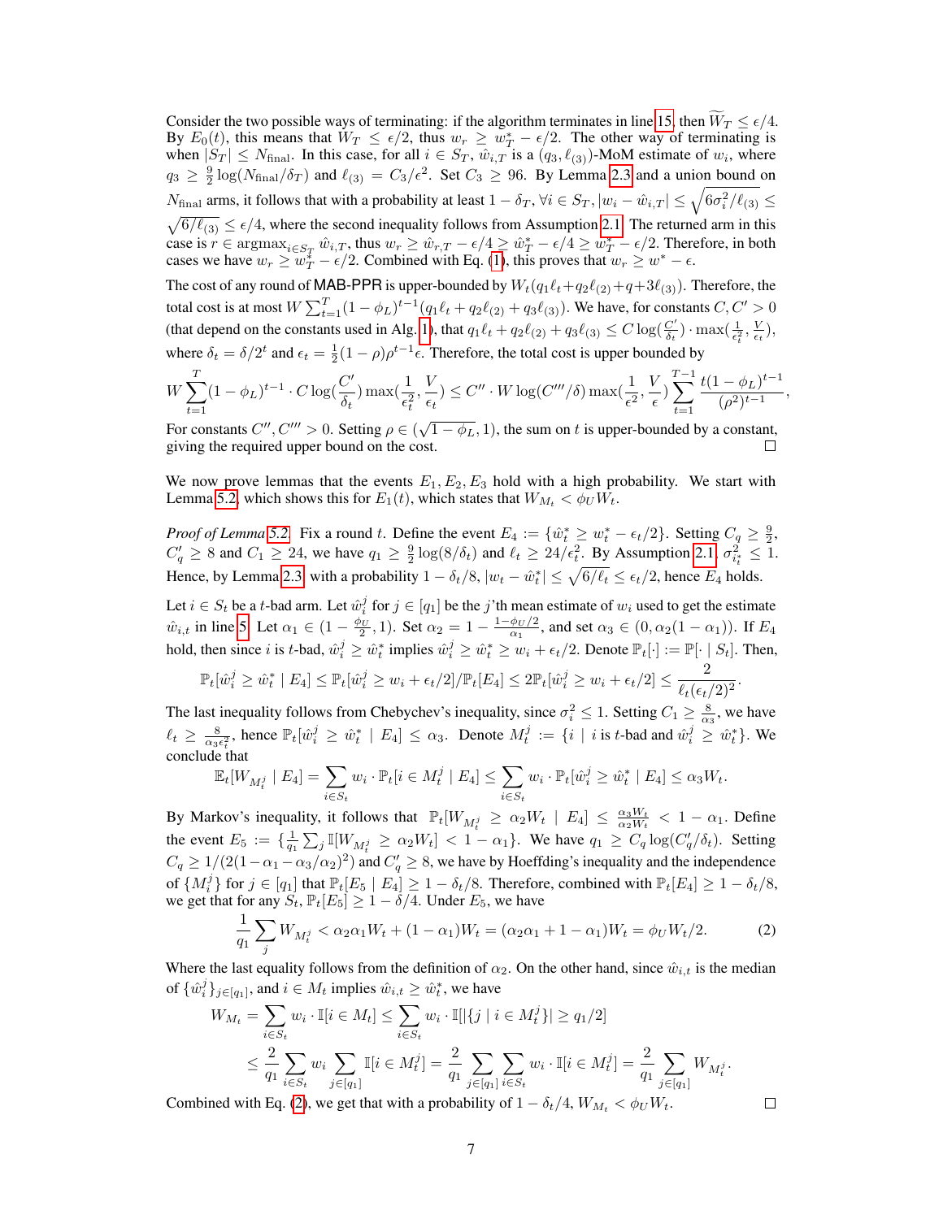Consider the two possible ways of terminating: if the algorithm terminates in line 15, then $\widetilde{W}_T \le \epsilon/4$. By $E_0(t)$, this means that $W_T \le \epsilon/2$, thus $w_r \ge w_T^* - \epsilon/2$. The other way of terminating is when $|S_T| \le N_{\text{final}}$. In this case, for all $i \in S_T$, $\hat{w}_{i,T}$ is a $(q_3, \ell_{(3)})$-MoM estimate of $w_i$, where $q_3 \ge \frac{9}{2}\log(N_{\text{final}}/\delta_T)$ and $\ell_{(3)} = C_3/\epsilon^2$. Set $C_3 \ge 96$. By Lemma 2.3 and a union bound on $N_{\text{final}}$ arms, it follows that with a probability at least $1 - \delta_T$, $\forall i \in S_T, |w_i - \hat{w}_{i,T}| \le \sqrt{6\sigma_i^2/\ell_{(3)}} \le \sqrt{6/\ell_{(3)}} \le \epsilon/4$, where the second inequality follows from Assumption 2.1. The returned arm in this case is $r \in \operatorname{argmax}_{i \in S_T} \hat{w}_{i,T}$, thus $w_r \ge \hat{w}_{r,T} - \epsilon/4 \ge \hat{w}_T^* - \epsilon/4 \ge w_T^* - \epsilon/2$. Therefore, in both cases we have $w_r \ge w_T^* - \epsilon/2$. Combined with Eq. (1), this proves that $w_r \ge w^* - \epsilon$.

The cost of any round of MAB-PPR is upper-bounded by $W_t(q_1\ell_t + q_2\ell_{(2)} + q + 3\ell_{(3)})$. Therefore, the total cost is at most $W\sum_{t=1}^{T}(1-\phi_L)^{t-1}(q_1\ell_t + q_2\ell_{(2)} + q_3\ell_{(3)})$. We have, for constants $C, C' > 0$ (that depend on the constants used in Alg. 1), that $q_1\ell_t + q_2\ell_{(2)} + q_3\ell_{(3)} \le C\log(\frac{C'}{\delta_t}) \cdot \max(\frac{1}{\epsilon_t^2}, \frac{V}{\epsilon_t})$, where $\delta_t = \delta/2^t$ and $\epsilon_t = \frac{1}{2}(1-\rho)\rho^{t-1}\epsilon$. Therefore, the total cost is upper bounded by

$$W\sum_{t=1}^{T}(1-\phi_L)^{t-1} \cdot C\log(\frac{C'}{\delta_t})\max(\frac{1}{\epsilon_t^2}, \frac{V}{\epsilon_t}) \le C'' \cdot W\log(C'''/\delta)\max(\frac{1}{\epsilon^2}, \frac{V}{\epsilon})\sum_{t=1}^{T-1}\frac{t(1-\phi_L)^{t-1}}{(\rho^2)^{t-1}},$$

For constants $C'', C''' > 0$. Setting $\rho \in (\sqrt{1-\phi_L}, 1)$, the sum on $t$ is upper-bounded by a constant, giving the required upper bound on the cost. $\square$

We now prove lemmas that the events $E_1, E_2, E_3$ hold with a high probability. We start with Lemma 5.2, which shows this for $E_1(t)$, which states that $W_{M_t} < \phi_U W_t$.

*Proof of Lemma 5.2.* Fix a round $t$. Define the event $E_4 := \{\hat{w}_t^* \ge w_t^* - \epsilon_t/2\}$. Setting $C_q \ge \frac{9}{2}$, $C_q' \ge 8$ and $C_1 \ge 24$, we have $q_1 \ge \frac{9}{2}\log(8/\delta_t)$ and $\ell_t \ge 24/\epsilon_t^2$. By Assumption 2.1, $\sigma_{i_t^*}^2 \le 1$. Hence, by Lemma 2.3, with a probability $1 - \delta_t/8$, $|w_t - \hat{w}_t^*| \le \sqrt{6/\ell_t} \le \epsilon_t/2$, hence $E_4$ holds.

Let $i \in S_t$ be a $t$-bad arm. Let $\hat{w}_i^j$ for $j \in [q_1]$ be the $j$'th mean estimate of $w_i$ used to get the estimate $\hat{w}_{i,t}$ in line 5. Let $\alpha_1 \in (1 - \frac{\phi_U}{2}, 1)$. Set $\alpha_2 = 1 - \frac{1-\phi_U/2}{\alpha_1}$, and set $\alpha_3 \in (0, \alpha_2(1-\alpha_1))$. If $E_4$ hold, then since $i$ is $t$-bad, $\hat{w}_i^j \ge \hat{w}_t^*$ implies $\hat{w}_i^j \ge \hat{w}_t^* \ge w_i + \epsilon_t/2$. Denote $\mathbb{P}_t[\cdot] := \mathbb{P}[\cdot \mid S_t]$. Then,

$$\mathbb{P}_t[\hat{w}_i^j \ge \hat{w}_t^* \mid E_4] \le \mathbb{P}_t[\hat{w}_i^j \ge w_i + \epsilon_t/2]/\mathbb{P}_t[E_4] \le 2\mathbb{P}_t[\hat{w}_i^j \ge w_i + \epsilon_t/2] \le \frac{2}{\ell_t(\epsilon_t/2)^2}.$$

The last inequality follows from Chebychev's inequality, since $\sigma_i^2 \le 1$. Setting $C_1 \ge \frac{8}{\alpha_3}$, we have $\ell_t \ge \frac{8}{\alpha_3\epsilon_t^2}$, hence $\mathbb{P}_t[\hat{w}_i^j \ge \hat{w}_t^* \mid E_4] \le \alpha_3$. Denote $M_t^j := \{i \mid i \text{ is } t\text{-bad and } \hat{w}_i^j \ge \hat{w}_t^*\}$. We conclude that

$$\mathbb{E}_t[W_{M_t^j} \mid E_4] = \sum_{i \in S_t} w_i \cdot \mathbb{P}_t[i \in M_t^j \mid E_4] \le \sum_{i \in S_t} w_i \cdot \mathbb{P}_t[\hat{w}_i^j \ge \hat{w}_t^* \mid E_4] \le \alpha_3 W_t.$$

By Markov's inequality, it follows that $\mathbb{P}_t[W_{M_t^j} \ge \alpha_2 W_t \mid E_4] \le \frac{\alpha_3 W_t}{\alpha_2 W_t} < 1 - \alpha_1$. Define the event $E_5 := \{\frac{1}{q_1}\sum_j \mathbb{I}[W_{M_t^j} \ge \alpha_2 W_t] < 1 - \alpha_1\}$. We have $q_1 \ge C_q\log(C_q'/\delta_t)$. Setting $C_q \ge 1/(2(1-\alpha_1-\alpha_3/\alpha_2)^2)$ and $C_q' \ge 8$, we have by Hoeffding's inequality and the independence of $\{M_t^j\}$ for $j \in [q_1]$ that $\mathbb{P}_t[E_5 \mid E_4] \ge 1 - \delta_t/8$. Therefore, combined with $\mathbb{P}_t[E_4] \ge 1 - \delta_t/8$, we get that for any $S_t$, $\mathbb{P}_t[E_5] \ge 1 - \delta/4$. Under $E_5$, we have

$$\frac{1}{q_1}\sum_j W_{M_t^j} < \alpha_2\alpha_1 W_t + (1-\alpha_1)W_t = (\alpha_2\alpha_1 + 1 - \alpha_1)W_t = \phi_U W_t/2. \tag{2}$$

Where the last equality follows from the definition of $\alpha_2$. On the other hand, since $\hat{w}_{i,t}$ is the median of $\{\hat{w}_i^j\}_{j \in [q_1]}$, and $i \in M_t$ implies $\hat{w}_{i,t} \ge \hat{w}_t^*$, we have

$$\begin{aligned}
W_{M_t} &= \sum_{i \in S_t} w_i \cdot \mathbb{I}[i \in M_t] \le \sum_{i \in S_t} w_i \cdot \mathbb{I}[|\{j \mid i \in M_t^j\}| \ge q_1/2] \\
&\le \frac{2}{q_1}\sum_{i \in S_t} w_i \sum_{j \in [q_1]} \mathbb{I}[i \in M_t^j] = \frac{2}{q_1}\sum_{j \in [q_1]}\sum_{i \in S_t} w_i \cdot \mathbb{I}[i \in M_t^j] = \frac{2}{q_1}\sum_{j \in [q_1]} W_{M_t^j}.
\end{aligned}$$

Combined with Eq. (2), we get that with a probability of $1 - \delta_t/4$, $W_{M_t} < \phi_U W_t$. $\square$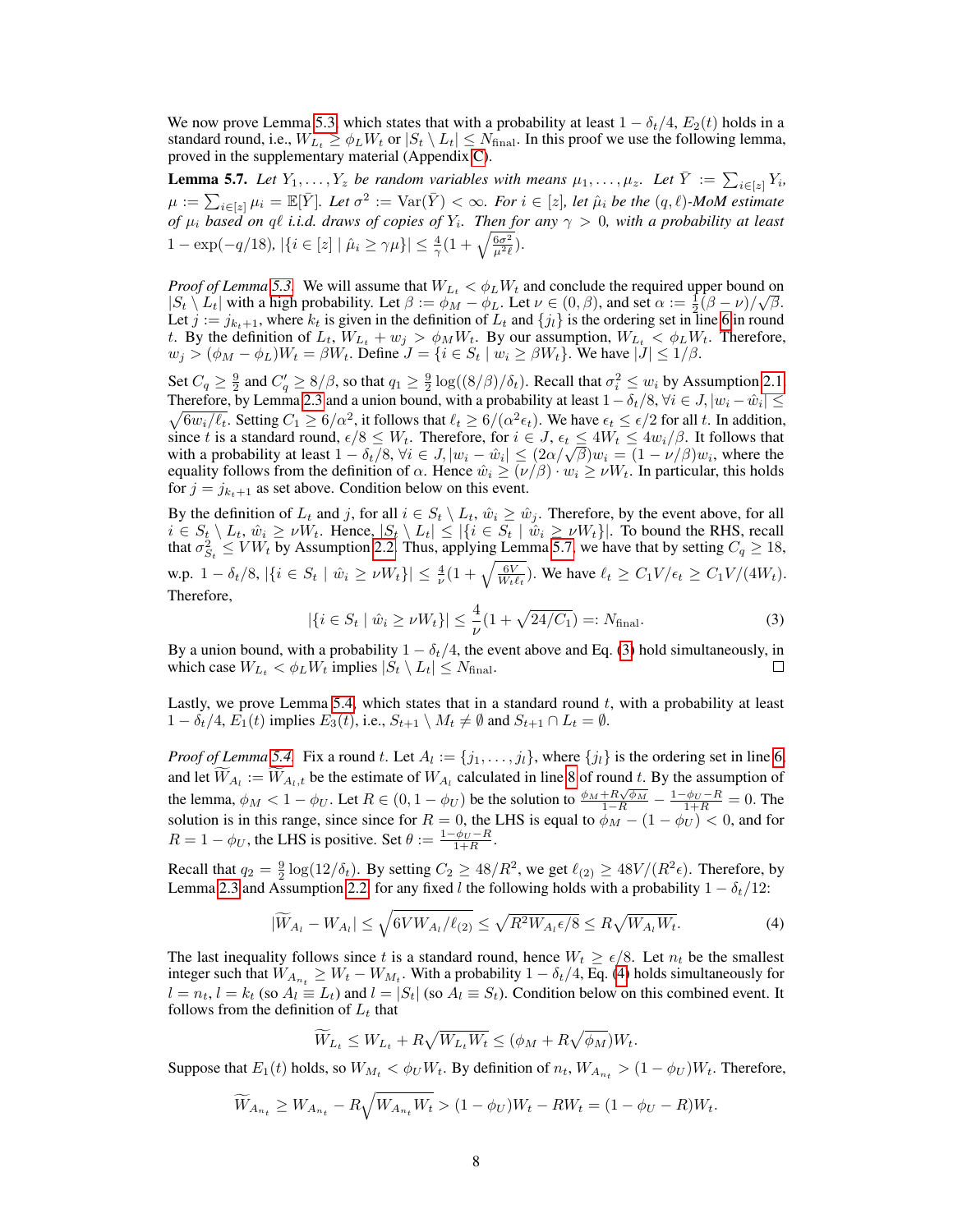We now prove Lemma 5.3, which states that with a probability at least $1-\delta_t/4$, $E_2(t)$ holds in a standard round, i.e., $W_{L_t} \geq \phi_L W_t$ or $|S_t \setminus L_t| \leq N_{\text{final}}$. In this proof we use the following lemma, proved in the supplementary material (Appendix C).

**Lemma 5.7.** *Let $Y_1, \ldots, Y_z$ be random variables with means $\mu_1, \ldots, \mu_z$. Let $\bar{Y} := \sum_{i \in [z]} Y_i$, $\mu := \sum_{i\in[z]} \mu_i = \mathbb{E}[\bar{Y}]$. Let $\sigma^2 := \mathrm{Var}(\bar{Y}) < \infty$. For $i \in [z]$, let $\hat{\mu}_i$ be the $(q,\ell)$-MoM estimate of $\mu_i$ based on $q\ell$ i.i.d. draws of copies of $Y_i$. Then for any $\gamma > 0$, with a probability at least $1 - \exp(-q/18)$, $|\{i \in [z] \mid \hat{\mu}_i \geq \gamma\mu\}| \leq \frac{4}{\gamma}(1 + \sqrt{\frac{6\sigma^2}{\mu^2 \ell}})$.*

*Proof of Lemma 5.3.* We will assume that $W_{L_t} < \phi_L W_t$ and conclude the required upper bound on $|S_t \setminus L_t|$ with a high probability. Let $\beta := \phi_M - \phi_L$. Let $\nu \in (0, \beta)$, and set $\alpha := \frac{1}{2}(\beta - \nu)/\sqrt{\beta}$. Let $j := j_{k_t+1}$, where $k_t$ is given in the definition of $L_t$ and $\{j_l\}$ is the ordering set in line 6 in round $t$. By the definition of $L_t$, $W_{L_t} + w_j > \phi_M W_t$. By our assumption, $W_{L_t} < \phi_L W_t$. Therefore, $w_j > (\phi_M - \phi_L)W_t = \beta W_t$. Define $J = \{i \in S_t \mid w_i \geq \beta W_t\}$. We have $|J| \leq 1/\beta$.

Set $C_q \geq \frac{9}{2}$ and $C_q' \geq 8/\beta$, so that $q_1 \geq \frac{9}{2}\log((8/\beta)/\delta_t)$. Recall that $\sigma_i^2 \leq w_i$ by Assumption 2.1. Therefore, by Lemma 2.3 and a union bound, with a probability at least $1 - \delta_t/8$, $\forall i \in J, |w_i - \hat{w}_i| \leq \sqrt{6w_i/\ell_t}$. Setting $C_1 \geq 6/\alpha^2$, it follows that $\ell_t \geq 6/(\alpha^2\epsilon_t)$. We have $\epsilon_t \leq \epsilon/2$ for all $t$. In addition, since $t$ is a standard round, $\epsilon/8 \leq W_t$. Therefore, for $i \in J$, $\epsilon_t \leq 4W_t \leq 4w_i/\beta$. It follows that with a probability at least $1 - \delta_t/8$, $\forall i \in J, |w_i - \hat{w}_i| \leq (2\alpha/\sqrt{\beta})w_i = (1 - \nu/\beta)w_i$, where the equality follows from the definition of $\alpha$. Hence $\hat{w}_i \geq (\nu/\beta) \cdot w_i \geq \nu W_t$. In particular, this holds for $j = j_{k_t+1}$ as set above. Condition below on this event.

By the definition of $L_t$ and $j$, for all $i \in S_t \setminus L_t$, $\hat{w}_i \geq \hat{w}_j$. Therefore, by the event above, for all $i \in S_t \setminus L_t$, $\hat{w}_i \geq \nu W_t$. Hence, $|S_t \setminus L_t| \leq |\{i \in S_t \mid \hat{w}_i \geq \nu W_t\}|$. To bound the RHS, recall that $\sigma^2_{\bar{S}_t} \leq VW_t$ by Assumption 2.2. Thus, applying Lemma 5.7, we have that by setting $C_q \geq 18$, w.p. $1 - \delta_t/8$, $|\{i \in S_t \mid \hat{w}_i \geq \nu W_t\}| \leq \frac{4}{\nu}(1 + \sqrt{\frac{6V}{W_t \ell_t}})$. We have $\ell_t \geq C_1 V/\epsilon_t \geq C_1 V/(4W_t)$. Therefore,

$$|\{i \in S_t \mid \hat{w}_i \geq \nu W_t\}| \leq \frac{4}{\nu}(1 + \sqrt{24/C_1}) =: N_{\text{final}}. \tag{3}$$

By a union bound, with a probability $1 - \delta_t/4$, the event above and Eq. (3) hold simultaneously, in which case $W_{L_t} < \phi_L W_t$ implies $|S_t \setminus L_t| \leq N_{\text{final}}$. □

Lastly, we prove Lemma 5.4, which states that in a standard round $t$, with a probability at least $1 - \delta_t/4$, $E_1(t)$ implies $E_3(t)$, i.e., $S_{t+1} \setminus M_t \neq \emptyset$ and $S_{t+1} \cap L_t = \emptyset$.

*Proof of Lemma 5.4.* Fix a round $t$. Let $A_l := \{j_1, \ldots, j_l\}$, where $\{j_l\}$ is the ordering set in line 6, and let $\widetilde{W}_{A_l} := \widetilde{W}_{A_l,t}$ be the estimate of $W_{A_l}$ calculated in line 8 of round $t$. By the assumption of the lemma, $\phi_M < 1 - \phi_U$. Let $R \in (0, 1 - \phi_U)$ be the solution to $\frac{\phi_M + R\sqrt{\phi_M}}{1-R} - \frac{1-\phi_U - R}{1+R} = 0$. The solution is in this range, since since for $R = 0$, the LHS is equal to $\phi_M - (1 - \phi_U) < 0$, and for $R = 1 - \phi_U$, the LHS is positive. Set $\theta := \frac{1-\phi_U - R}{1+R}$.

Recall that $q_2 = \frac{9}{2}\log(12/\delta_t)$. By setting $C_2 \geq 48/R^2$, we get $\ell_{(2)} \geq 48V/(R^2\epsilon)$. Therefore, by Lemma 2.3 and Assumption 2.2, for any fixed $l$ the following holds with a probability $1 - \delta_t/12$:

$$|\widetilde{W}_{A_l} - W_{A_l}| \leq \sqrt{6VW_{A_l}/\ell_{(2)}} \leq \sqrt{R^2 W_{A_l}\epsilon/8} \leq R\sqrt{W_{A_l}W_t}. \tag{4}$$

The last inequality follows since $t$ is a standard round, hence $W_t \geq \epsilon/8$. Let $n_t$ be the smallest integer such that $W_{A_{n_t}} \geq W_t - W_{M_t}$. With a probability $1 - \delta_t/4$, Eq. (4) holds simultaneously for $l = n_t$, $l = k_t$ (so $A_l \equiv L_t$) and $l = |S_t|$ (so $A_l \equiv S_t$). Condition below on this combined event. It follows from the definition of $L_t$ that

$$\widetilde{W}_{L_t} \leq W_{L_t} + R\sqrt{W_{L_t}W_t} \leq (\phi_M + R\sqrt{\phi_M})W_t.$$

Suppose that $E_1(t)$ holds, so $W_{M_t} < \phi_U W_t$. By definition of $n_t$, $W_{A_{n_t}} > (1 - \phi_U)W_t$. Therefore,

$$\widetilde{W}_{A_{n_t}} \geq W_{A_{n_t}} - R\sqrt{W_{A_{n_t}}W_t} > (1 - \phi_U)W_t - RW_t = (1 - \phi_U - R)W_t.$$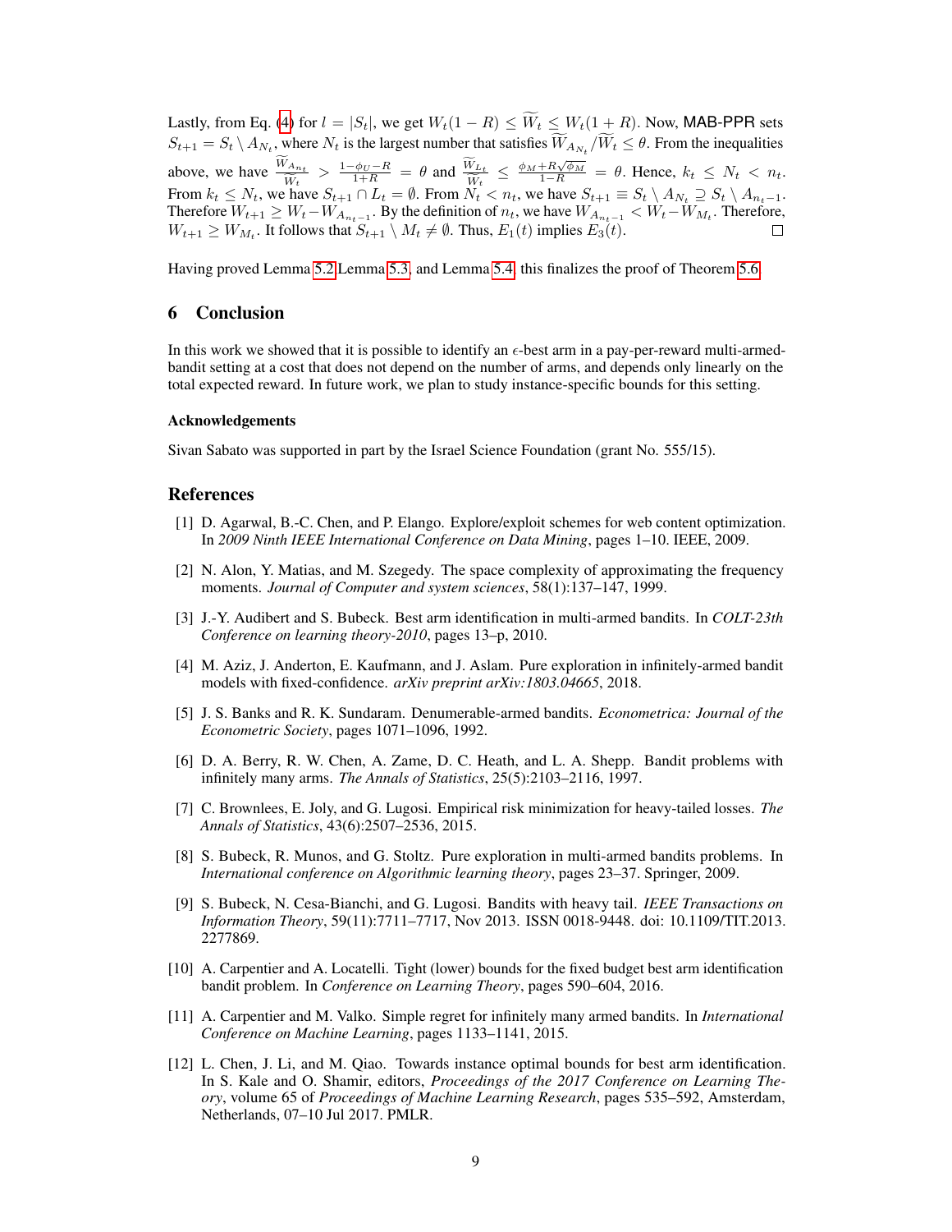Lastly, from Eq. (4) for $l = |S_t|$, we get $W_t(1-R) \leq \widetilde{W}_t \leq W_t(1+R)$. Now, MAB-PPR sets $S_{t+1} = S_t \setminus A_{N_t}$, where $N_t$ is the largest number that satisfies $\widetilde{W}_{A_{N_t}}/\widetilde{W}_t \leq \theta$. From the inequalities above, we have $\frac{\widetilde{W}_{A_{n_t}}}{\widetilde{W}_t} > \frac{1-\phi_U - R}{1+R} = \theta$ and $\frac{\widetilde{W}_{L_t}}{\widetilde{W}_t} \leq \frac{\phi_M + R\sqrt{\phi_M}}{1-R} = \theta$. Hence, $k_t \leq N_t < n_t$. From $k_t \leq N_t$, we have $S_{t+1} \cap L_t = \emptyset$. From $N_t < n_t$, we have $S_{t+1} \equiv S_t \setminus A_{N_t} \supseteq S_t \setminus A_{n_t - 1}$. Therefore $W_{t+1} \geq W_t - W_{A_{n_t-1}}$. By the definition of $n_t$, we have $W_{A_{n_t-1}} < W_t - W_{M_t}$. Therefore, $W_{t+1} \geq W_{M_t}$. It follows that $S_{t+1} \setminus M_t \neq \emptyset$. Thus, $E_1(t)$ implies $E_3(t)$. □

Having proved Lemma 5.2 Lemma 5.3, and Lemma 5.4, this finalizes the proof of Theorem 5.6.

## 6 Conclusion

In this work we showed that it is possible to identify an $\epsilon$-best arm in a pay-per-reward multi-armed-bandit setting at a cost that does not depend on the number of arms, and depends only linearly on the total expected reward. In future work, we plan to study instance-specific bounds for this setting.

#### Acknowledgements

Sivan Sabato was supported in part by the Israel Science Foundation (grant No. 555/15).

## References

[1] D. Agarwal, B.-C. Chen, and P. Elango. Explore/exploit schemes for web content optimization. In *2009 Ninth IEEE International Conference on Data Mining*, pages 1–10. IEEE, 2009.

[2] N. Alon, Y. Matias, and M. Szegedy. The space complexity of approximating the frequency moments. *Journal of Computer and system sciences*, 58(1):137–147, 1999.

[3] J.-Y. Audibert and S. Bubeck. Best arm identification in multi-armed bandits. In *COLT-23th Conference on learning theory-2010*, pages 13–p, 2010.

[4] M. Aziz, J. Anderton, E. Kaufmann, and J. Aslam. Pure exploration in infinitely-armed bandit models with fixed-confidence. *arXiv preprint arXiv:1803.04665*, 2018.

[5] J. S. Banks and R. K. Sundaram. Denumerable-armed bandits. *Econometrica: Journal of the Econometric Society*, pages 1071–1096, 1992.

[6] D. A. Berry, R. W. Chen, A. Zame, D. C. Heath, and L. A. Shepp. Bandit problems with infinitely many arms. *The Annals of Statistics*, 25(5):2103–2116, 1997.

[7] C. Brownlees, E. Joly, and G. Lugosi. Empirical risk minimization for heavy-tailed losses. *The Annals of Statistics*, 43(6):2507–2536, 2015.

[8] S. Bubeck, R. Munos, and G. Stoltz. Pure exploration in multi-armed bandits problems. In *International conference on Algorithmic learning theory*, pages 23–37. Springer, 2009.

[9] S. Bubeck, N. Cesa-Bianchi, and G. Lugosi. Bandits with heavy tail. *IEEE Transactions on Information Theory*, 59(11):7711–7717, Nov 2013. ISSN 0018-9448. doi: 10.1109/TIT.2013.2277869.

[10] A. Carpentier and A. Locatelli. Tight (lower) bounds for the fixed budget best arm identification bandit problem. In *Conference on Learning Theory*, pages 590–604, 2016.

[11] A. Carpentier and M. Valko. Simple regret for infinitely many armed bandits. In *International Conference on Machine Learning*, pages 1133–1141, 2015.

[12] L. Chen, J. Li, and M. Qiao. Towards instance optimal bounds for best arm identification. In S. Kale and O. Shamir, editors, *Proceedings of the 2017 Conference on Learning Theory*, volume 65 of *Proceedings of Machine Learning Research*, pages 535–592, Amsterdam, Netherlands, 07–10 Jul 2017. PMLR.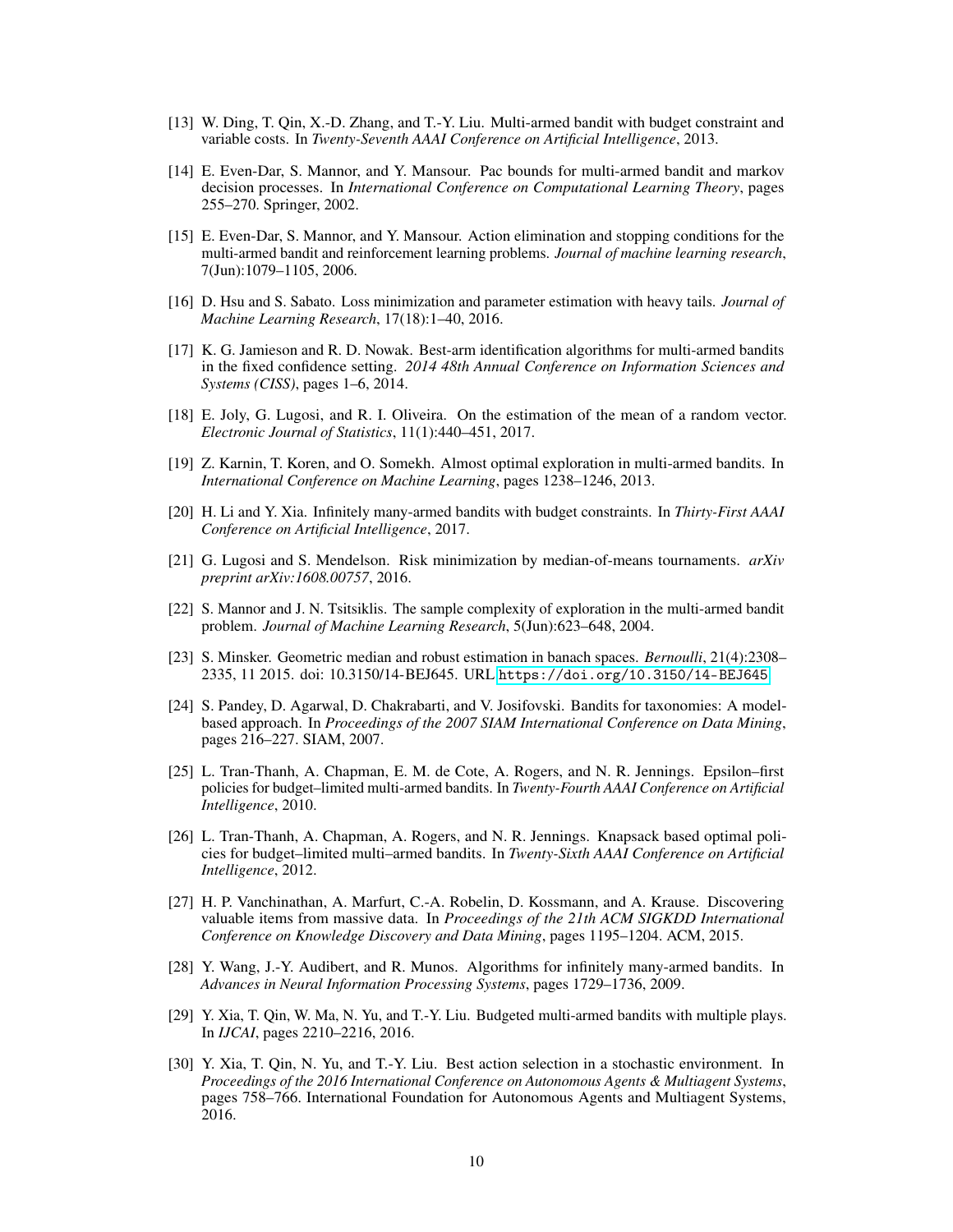[13] W. Ding, T. Qin, X.-D. Zhang, and T.-Y. Liu. Multi-armed bandit with budget constraint and variable costs. In *Twenty-Seventh AAAI Conference on Artificial Intelligence*, 2013.

[14] E. Even-Dar, S. Mannor, and Y. Mansour. Pac bounds for multi-armed bandit and markov decision processes. In *International Conference on Computational Learning Theory*, pages 255–270. Springer, 2002.

[15] E. Even-Dar, S. Mannor, and Y. Mansour. Action elimination and stopping conditions for the multi-armed bandit and reinforcement learning problems. *Journal of machine learning research*, 7(Jun):1079–1105, 2006.

[16] D. Hsu and S. Sabato. Loss minimization and parameter estimation with heavy tails. *Journal of Machine Learning Research*, 17(18):1–40, 2016.

[17] K. G. Jamieson and R. D. Nowak. Best-arm identification algorithms for multi-armed bandits in the fixed confidence setting. *2014 48th Annual Conference on Information Sciences and Systems (CISS)*, pages 1–6, 2014.

[18] E. Joly, G. Lugosi, and R. I. Oliveira. On the estimation of the mean of a random vector. *Electronic Journal of Statistics*, 11(1):440–451, 2017.

[19] Z. Karnin, T. Koren, and O. Somekh. Almost optimal exploration in multi-armed bandits. In *International Conference on Machine Learning*, pages 1238–1246, 2013.

[20] H. Li and Y. Xia. Infinitely many-armed bandits with budget constraints. In *Thirty-First AAAI Conference on Artificial Intelligence*, 2017.

[21] G. Lugosi and S. Mendelson. Risk minimization by median-of-means tournaments. *arXiv preprint arXiv:1608.00757*, 2016.

[22] S. Mannor and J. N. Tsitsiklis. The sample complexity of exploration in the multi-armed bandit problem. *Journal of Machine Learning Research*, 5(Jun):623–648, 2004.

[23] S. Minsker. Geometric median and robust estimation in banach spaces. *Bernoulli*, 21(4):2308–2335, 11 2015. doi: 10.3150/14-BEJ645. URL https://doi.org/10.3150/14-BEJ645.

[24] S. Pandey, D. Agarwal, D. Chakrabarti, and V. Josifovski. Bandits for taxonomies: A model-based approach. In *Proceedings of the 2007 SIAM International Conference on Data Mining*, pages 216–227. SIAM, 2007.

[25] L. Tran-Thanh, A. Chapman, E. M. de Cote, A. Rogers, and N. R. Jennings. Epsilon–first policies for budget–limited multi-armed bandits. In *Twenty-Fourth AAAI Conference on Artificial Intelligence*, 2010.

[26] L. Tran-Thanh, A. Chapman, A. Rogers, and N. R. Jennings. Knapsack based optimal policies for budget–limited multi–armed bandits. In *Twenty-Sixth AAAI Conference on Artificial Intelligence*, 2012.

[27] H. P. Vanchinathan, A. Marfurt, C.-A. Robelin, D. Kossmann, and A. Krause. Discovering valuable items from massive data. In *Proceedings of the 21th ACM SIGKDD International Conference on Knowledge Discovery and Data Mining*, pages 1195–1204. ACM, 2015.

[28] Y. Wang, J.-Y. Audibert, and R. Munos. Algorithms for infinitely many-armed bandits. In *Advances in Neural Information Processing Systems*, pages 1729–1736, 2009.

[29] Y. Xia, T. Qin, W. Ma, N. Yu, and T.-Y. Liu. Budgeted multi-armed bandits with multiple plays. In *IJCAI*, pages 2210–2216, 2016.

[30] Y. Xia, T. Qin, N. Yu, and T.-Y. Liu. Best action selection in a stochastic environment. In *Proceedings of the 2016 International Conference on Autonomous Agents & Multiagent Systems*, pages 758–766. International Foundation for Autonomous Agents and Multiagent Systems, 2016.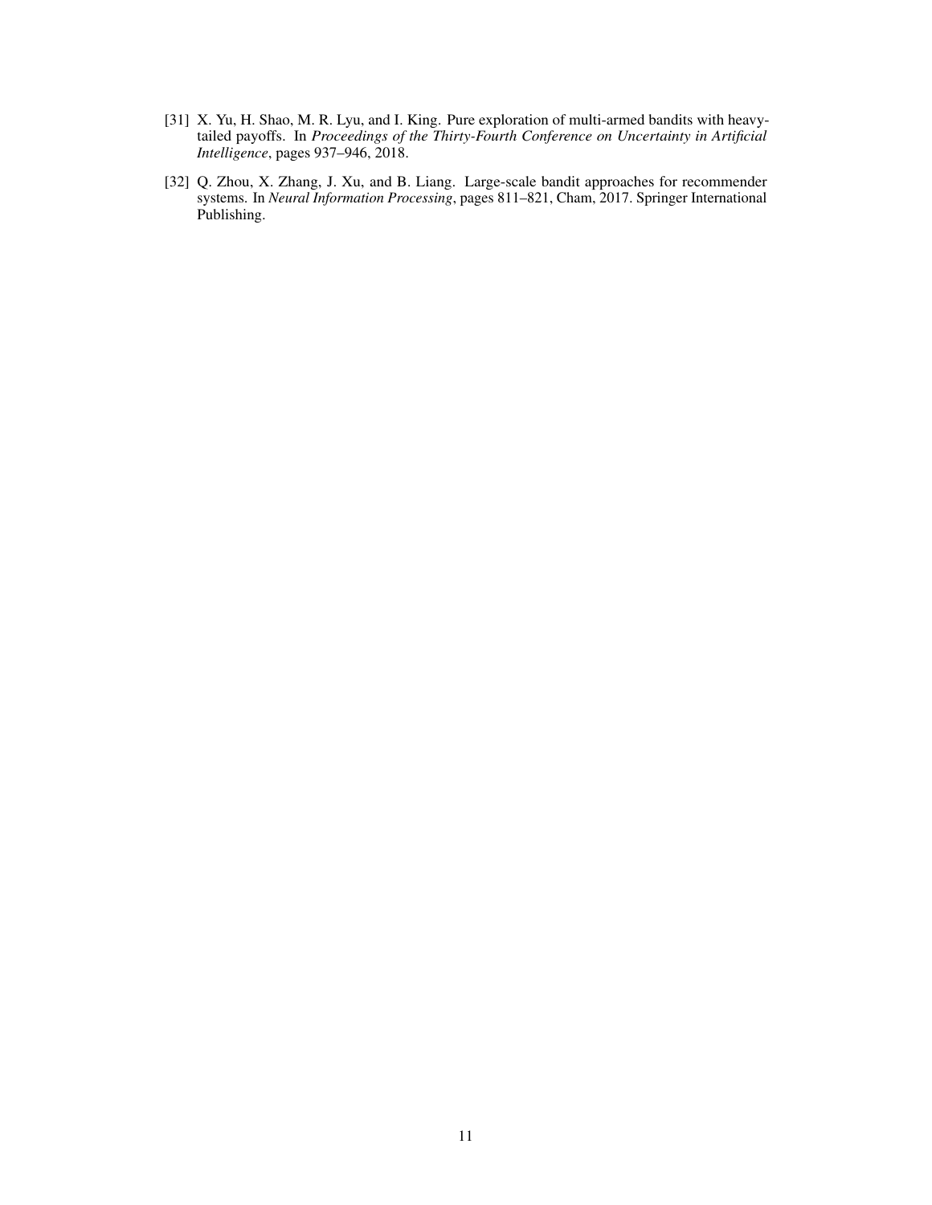[31] X. Yu, H. Shao, M. R. Lyu, and I. King. Pure exploration of multi-armed bandits with heavy-tailed payoffs. In *Proceedings of the Thirty-Fourth Conference on Uncertainty in Artificial Intelligence*, pages 937–946, 2018.

[32] Q. Zhou, X. Zhang, J. Xu, and B. Liang. Large-scale bandit approaches for recommender systems. In *Neural Information Processing*, pages 811–821, Cham, 2017. Springer International Publishing.